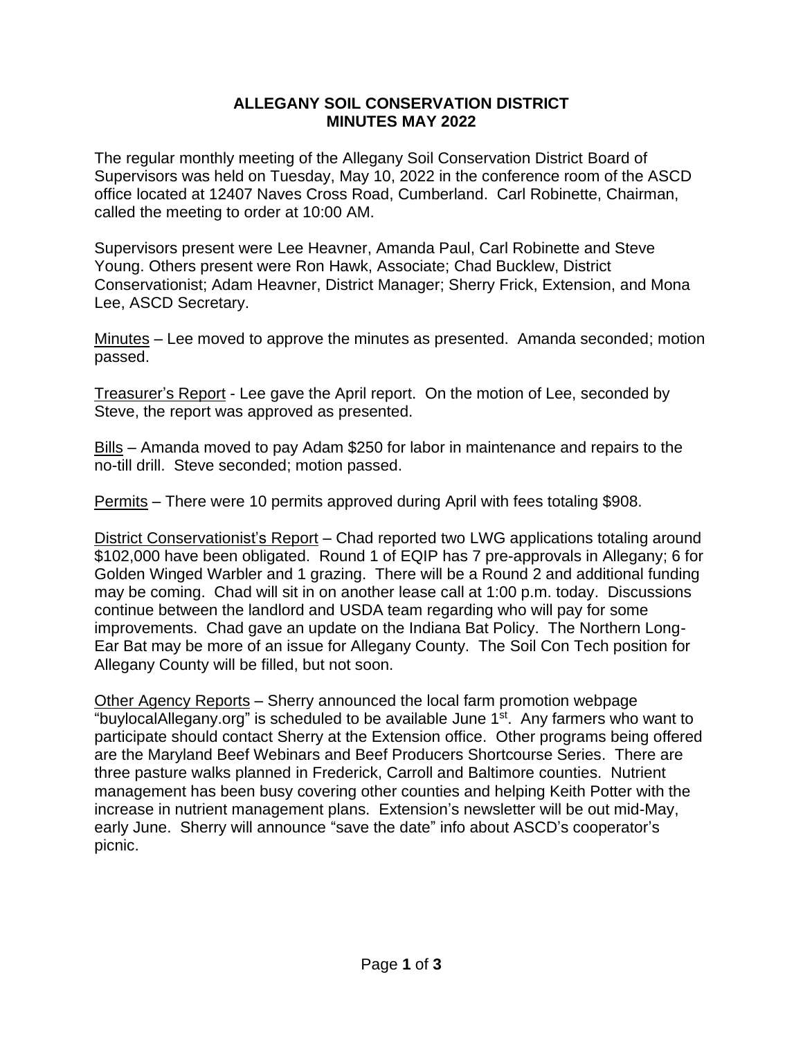# ALLEGANY SOIL CONSERVATION DISTRICT
# MINUTES MAY 2022

The regular monthly meeting of the Allegany Soil Conservation District Board of Supervisors was held on Tuesday, May 10, 2022 in the conference room of the ASCD office located at 12407 Naves Cross Road, Cumberland. Carl Robinette, Chairman, called the meeting to order at 10:00 AM.

Supervisors present were Lee Heavner, Amanda Paul, Carl Robinette and Steve Young. Others present were Ron Hawk, Associate; Chad Bucklew, District Conservationist; Adam Heavner, District Manager; Sherry Frick, Extension, and Mona Lee, ASCD Secretary.

<u>Minutes</u> – Lee moved to approve the minutes as presented. Amanda seconded; motion passed.

<u>Treasurer's Report</u> - Lee gave the April report. On the motion of Lee, seconded by Steve, the report was approved as presented.

<u>Bills</u> – Amanda moved to pay Adam $250 for labor in maintenance and repairs to the no-till drill. Steve seconded; motion passed.

<u>Permits</u> – There were 10 permits approved during April with fees totaling $908.

<u>District Conservationist's Report</u> – Chad reported two LWG applications totaling around $102,000 have been obligated. Round 1 of EQIP has 7 pre-approvals in Allegany; 6 for Golden Winged Warbler and 1 grazing. There will be a Round 2 and additional funding may be coming. Chad will sit in on another lease call at 1:00 p.m. today. Discussions continue between the landlord and USDA team regarding who will pay for some improvements. Chad gave an update on the Indiana Bat Policy. The Northern Long-Ear Bat may be more of an issue for Allegany County. The Soil Con Tech position for Allegany County will be filled, but not soon.

<u>Other Agency Reports</u> – Sherry announced the local farm promotion webpage "buylocalAllegany.org" is scheduled to be available June 1st. Any farmers who want to participate should contact Sherry at the Extension office. Other programs being offered are the Maryland Beef Webinars and Beef Producers Shortcourse Series. There are three pasture walks planned in Frederick, Carroll and Baltimore counties. Nutrient management has been busy covering other counties and helping Keith Potter with the increase in nutrient management plans. Extension's newsletter will be out mid-May, early June. Sherry will announce "save the date" info about ASCD's cooperator's picnic.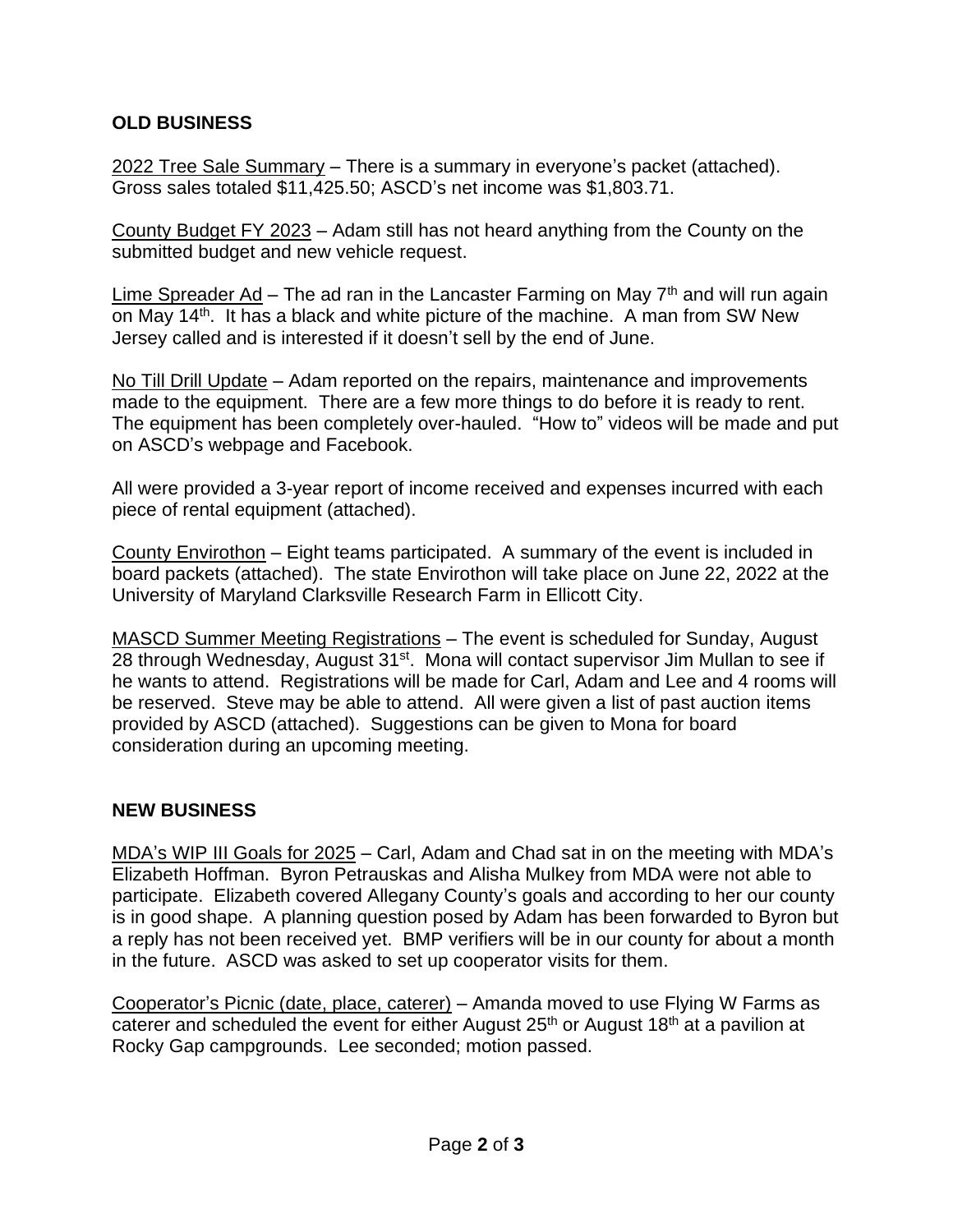## OLD BUSINESS

2022 Tree Sale Summary – There is a summary in everyone's packet (attached). Gross sales totaled $11,425.50; ASCD's net income was $1,803.71.

County Budget FY 2023 – Adam still has not heard anything from the County on the submitted budget and new vehicle request.

Lime Spreader Ad – The ad ran in the Lancaster Farming on May 7th and will run again on May 14th. It has a black and white picture of the machine. A man from SW New Jersey called and is interested if it doesn't sell by the end of June.

No Till Drill Update – Adam reported on the repairs, maintenance and improvements made to the equipment. There are a few more things to do before it is ready to rent. The equipment has been completely over-hauled. "How to" videos will be made and put on ASCD's webpage and Facebook.

All were provided a 3-year report of income received and expenses incurred with each piece of rental equipment (attached).

County Envirothon – Eight teams participated. A summary of the event is included in board packets (attached). The state Envirothon will take place on June 22, 2022 at the University of Maryland Clarksville Research Farm in Ellicott City.

MASCD Summer Meeting Registrations – The event is scheduled for Sunday, August 28 through Wednesday, August 31st. Mona will contact supervisor Jim Mullan to see if he wants to attend. Registrations will be made for Carl, Adam and Lee and 4 rooms will be reserved. Steve may be able to attend. All were given a list of past auction items provided by ASCD (attached). Suggestions can be given to Mona for board consideration during an upcoming meeting.

## NEW BUSINESS

MDA's WIP III Goals for 2025 – Carl, Adam and Chad sat in on the meeting with MDA's Elizabeth Hoffman. Byron Petrauskas and Alisha Mulkey from MDA were not able to participate. Elizabeth covered Allegany County's goals and according to her our county is in good shape. A planning question posed by Adam has been forwarded to Byron but a reply has not been received yet. BMP verifiers will be in our county for about a month in the future. ASCD was asked to set up cooperator visits for them.

Cooperator's Picnic (date, place, caterer) – Amanda moved to use Flying W Farms as caterer and scheduled the event for either August 25th or August 18th at a pavilion at Rocky Gap campgrounds. Lee seconded; motion passed.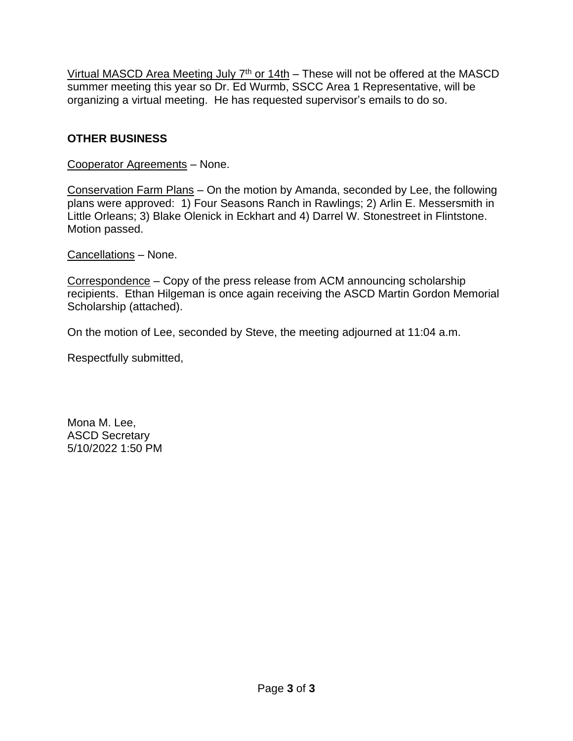Virtual MASCD Area Meeting July 7th or 14th – These will not be offered at the MASCD summer meeting this year so Dr. Ed Wurmb, SSCC Area 1 Representative, will be organizing a virtual meeting. He has requested supervisor's emails to do so.

**OTHER BUSINESS**

Cooperator Agreements – None.

Conservation Farm Plans – On the motion by Amanda, seconded by Lee, the following plans were approved: 1) Four Seasons Ranch in Rawlings; 2) Arlin E. Messersmith in Little Orleans; 3) Blake Olenick in Eckhart and 4) Darrel W. Stonestreet in Flintstone. Motion passed.

Cancellations – None.

Correspondence – Copy of the press release from ACM announcing scholarship recipients. Ethan Hilgeman is once again receiving the ASCD Martin Gordon Memorial Scholarship (attached).

On the motion of Lee, seconded by Steve, the meeting adjourned at 11:04 a.m.

Respectfully submitted,

Mona M. Lee,
ASCD Secretary
5/10/2022 1:50 PM